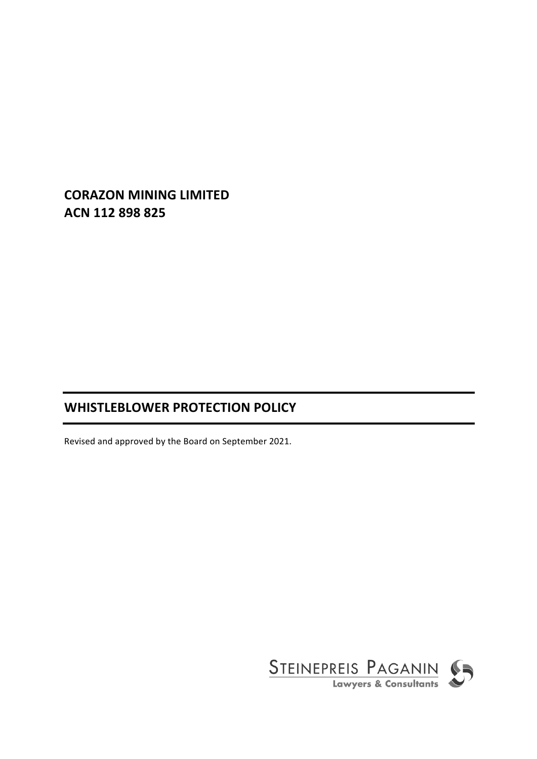**CORAZON MINING LIMITED**
**ACN 112 898 825**

# WHISTLEBLOWER PROTECTION POLICY

Revised and approved by the Board on September 2021.

STEINEPREIS PAGANIN
Lawyers & Consultants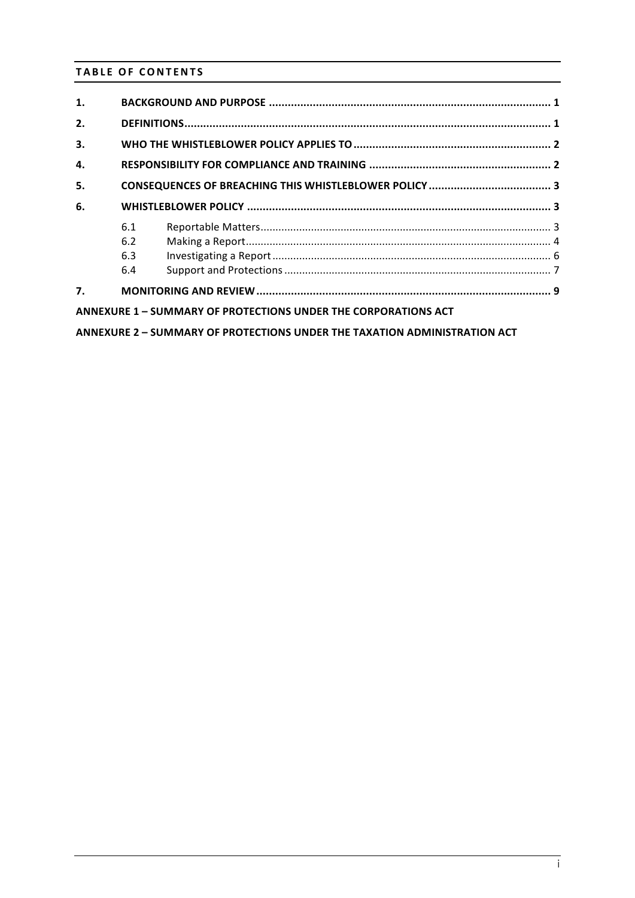## TABLE OF CONTENTS

| | | | |
|---|---|---|---|
| **1.** | **BACKGROUND AND PURPOSE** | | **1** |
| **2.** | **DEFINITIONS** | | **1** |
| **3.** | **WHO THE WHISTLEBLOWER POLICY APPLIES TO** | | **2** |
| **4.** | **RESPONSIBILITY FOR COMPLIANCE AND TRAINING** | | **2** |
| **5.** | **CONSEQUENCES OF BREACHING THIS WHISTLEBLOWER POLICY** | | **3** |
| **6.** | **WHISTLEBLOWER POLICY** | | **3** |
| | 6.1 | Reportable Matters | 3 |
| | 6.2 | Making a Report | 4 |
| | 6.3 | Investigating a Report | 6 |
| | 6.4 | Support and Protections | 7 |
| **7.** | **MONITORING AND REVIEW** | | **9** |

**ANNEXURE 1 – SUMMARY OF PROTECTIONS UNDER THE CORPORATIONS ACT**

**ANNEXURE 2 – SUMMARY OF PROTECTIONS UNDER THE TAXATION ADMINISTRATION ACT**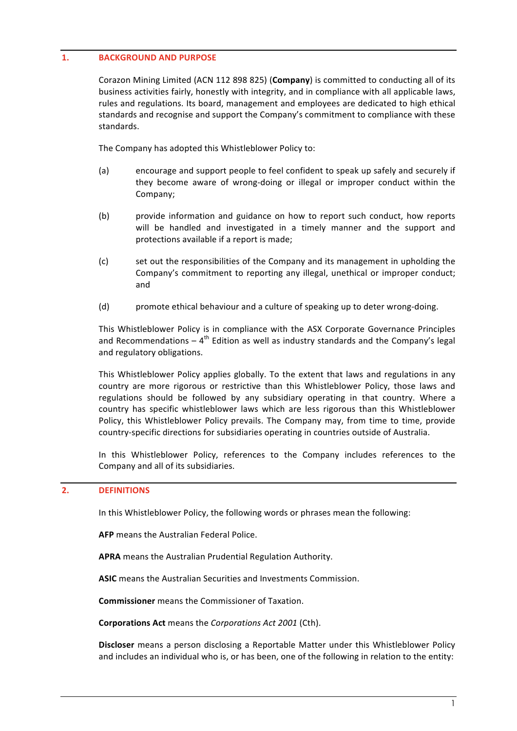## 1. BACKGROUND AND PURPOSE

Corazon Mining Limited (ACN 112 898 825) (**Company**) is committed to conducting all of its business activities fairly, honestly with integrity, and in compliance with all applicable laws, rules and regulations. Its board, management and employees are dedicated to high ethical standards and recognise and support the Company's commitment to compliance with these standards.

The Company has adopted this Whistleblower Policy to:

(a) encourage and support people to feel confident to speak up safely and securely if they become aware of wrong-doing or illegal or improper conduct within the Company;

(b) provide information and guidance on how to report such conduct, how reports will be handled and investigated in a timely manner and the support and protections available if a report is made;

(c) set out the responsibilities of the Company and its management in upholding the Company's commitment to reporting any illegal, unethical or improper conduct; and

(d) promote ethical behaviour and a culture of speaking up to deter wrong-doing.

This Whistleblower Policy is in compliance with the ASX Corporate Governance Principles and Recommendations – 4th Edition as well as industry standards and the Company's legal and regulatory obligations.

This Whistleblower Policy applies globally. To the extent that laws and regulations in any country are more rigorous or restrictive than this Whistleblower Policy, those laws and regulations should be followed by any subsidiary operating in that country. Where a country has specific whistleblower laws which are less rigorous than this Whistleblower Policy, this Whistleblower Policy prevails. The Company may, from time to time, provide country-specific directions for subsidiaries operating in countries outside of Australia.

In this Whistleblower Policy, references to the Company includes references to the Company and all of its subsidiaries.

## 2. DEFINITIONS

In this Whistleblower Policy, the following words or phrases mean the following:

**AFP** means the Australian Federal Police.

**APRA** means the Australian Prudential Regulation Authority.

**ASIC** means the Australian Securities and Investments Commission.

**Commissioner** means the Commissioner of Taxation.

**Corporations Act** means the *Corporations Act 2001* (Cth).

**Discloser** means a person disclosing a Reportable Matter under this Whistleblower Policy and includes an individual who is, or has been, one of the following in relation to the entity: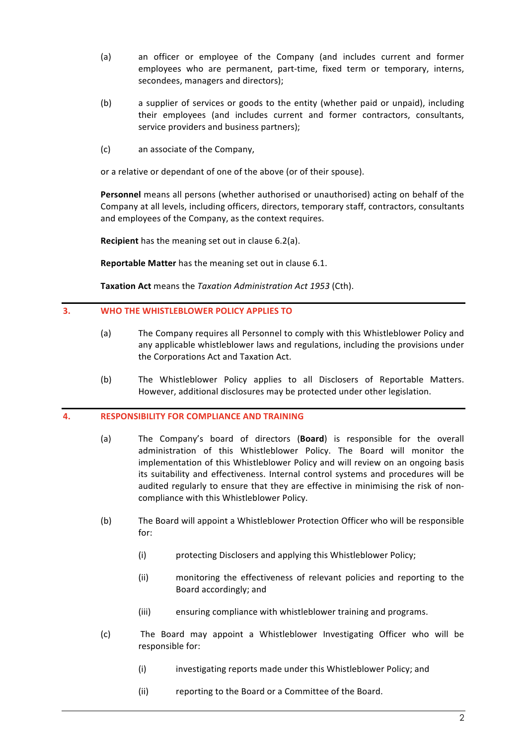(a) an officer or employee of the Company (and includes current and former employees who are permanent, part-time, fixed term or temporary, interns, secondees, managers and directors);

(b) a supplier of services or goods to the entity (whether paid or unpaid), including their employees (and includes current and former contractors, consultants, service providers and business partners);

(c) an associate of the Company,

or a relative or dependant of one of the above (or of their spouse).

**Personnel** means all persons (whether authorised or unauthorised) acting on behalf of the Company at all levels, including officers, directors, temporary staff, contractors, consultants and employees of the Company, as the context requires.

**Recipient** has the meaning set out in clause 6.2(a).

**Reportable Matter** has the meaning set out in clause 6.1.

**Taxation Act** means the *Taxation Administration Act 1953* (Cth).

## 3. WHO THE WHISTLEBLOWER POLICY APPLIES TO

(a) The Company requires all Personnel to comply with this Whistleblower Policy and any applicable whistleblower laws and regulations, including the provisions under the Corporations Act and Taxation Act.

(b) The Whistleblower Policy applies to all Disclosers of Reportable Matters. However, additional disclosures may be protected under other legislation.

## 4. RESPONSIBILITY FOR COMPLIANCE AND TRAINING

(a) The Company's board of directors (**Board**) is responsible for the overall administration of this Whistleblower Policy. The Board will monitor the implementation of this Whistleblower Policy and will review on an ongoing basis its suitability and effectiveness. Internal control systems and procedures will be audited regularly to ensure that they are effective in minimising the risk of non-compliance with this Whistleblower Policy.

(b) The Board will appoint a Whistleblower Protection Officer who will be responsible for:

(i) protecting Disclosers and applying this Whistleblower Policy;

(ii) monitoring the effectiveness of relevant policies and reporting to the Board accordingly; and

(iii) ensuring compliance with whistleblower training and programs.

(c) The Board may appoint a Whistleblower Investigating Officer who will be responsible for:

(i) investigating reports made under this Whistleblower Policy; and

(ii) reporting to the Board or a Committee of the Board.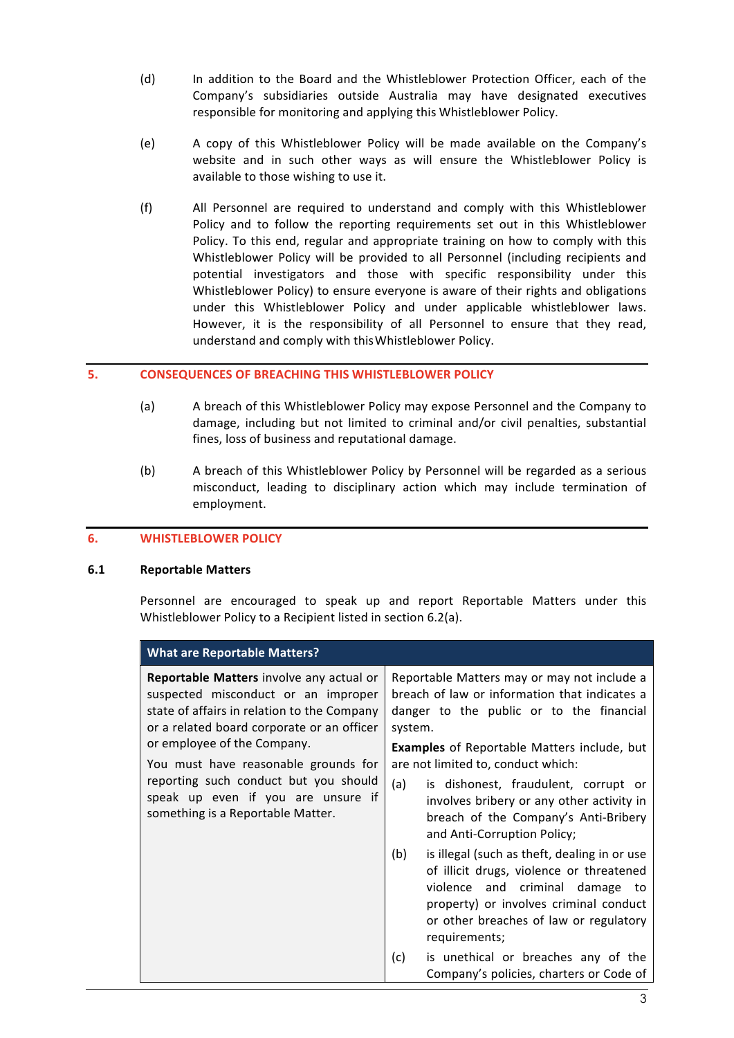(d) In addition to the Board and the Whistleblower Protection Officer, each of the Company's subsidiaries outside Australia may have designated executives responsible for monitoring and applying this Whistleblower Policy.

(e) A copy of this Whistleblower Policy will be made available on the Company's website and in such other ways as will ensure the Whistleblower Policy is available to those wishing to use it.

(f) All Personnel are required to understand and comply with this Whistleblower Policy and to follow the reporting requirements set out in this Whistleblower Policy. To this end, regular and appropriate training on how to comply with this Whistleblower Policy will be provided to all Personnel (including recipients and potential investigators and those with specific responsibility under this Whistleblower Policy) to ensure everyone is aware of their rights and obligations under this Whistleblower Policy and under applicable whistleblower laws. However, it is the responsibility of all Personnel to ensure that they read, understand and comply with this Whistleblower Policy.

## 5. CONSEQUENCES OF BREACHING THIS WHISTLEBLOWER POLICY

(a) A breach of this Whistleblower Policy may expose Personnel and the Company to damage, including but not limited to criminal and/or civil penalties, substantial fines, loss of business and reputational damage.

(b) A breach of this Whistleblower Policy by Personnel will be regarded as a serious misconduct, leading to disciplinary action which may include termination of employment.

## 6. WHISTLEBLOWER POLICY

### 6.1 Reportable Matters

Personnel are encouraged to speak up and report Reportable Matters under this Whistleblower Policy to a Recipient listed in section 6.2(a).

| What are Reportable Matters? | |
|---|---|
| **Reportable Matters** involve any actual or suspected misconduct or an improper state of affairs in relation to the Company or a related board corporate or an officer or employee of the Company.<br><br>You must have reasonable grounds for reporting such conduct but you should speak up even if you are unsure if something is a Reportable Matter. | Reportable Matters may or may not include a breach of law or information that indicates a danger to the public or to the financial system.<br><br>**Examples** of Reportable Matters include, but are not limited to, conduct which:<br><br>(a) is dishonest, fraudulent, corrupt or involves bribery or any other activity in breach of the Company's Anti-Bribery and Anti-Corruption Policy;<br><br>(b) is illegal (such as theft, dealing in or use of illicit drugs, violence or threatened violence and criminal damage to property) or involves criminal conduct or other breaches of law or regulatory requirements;<br><br>(c) is unethical or breaches any of the Company's policies, charters or Code of |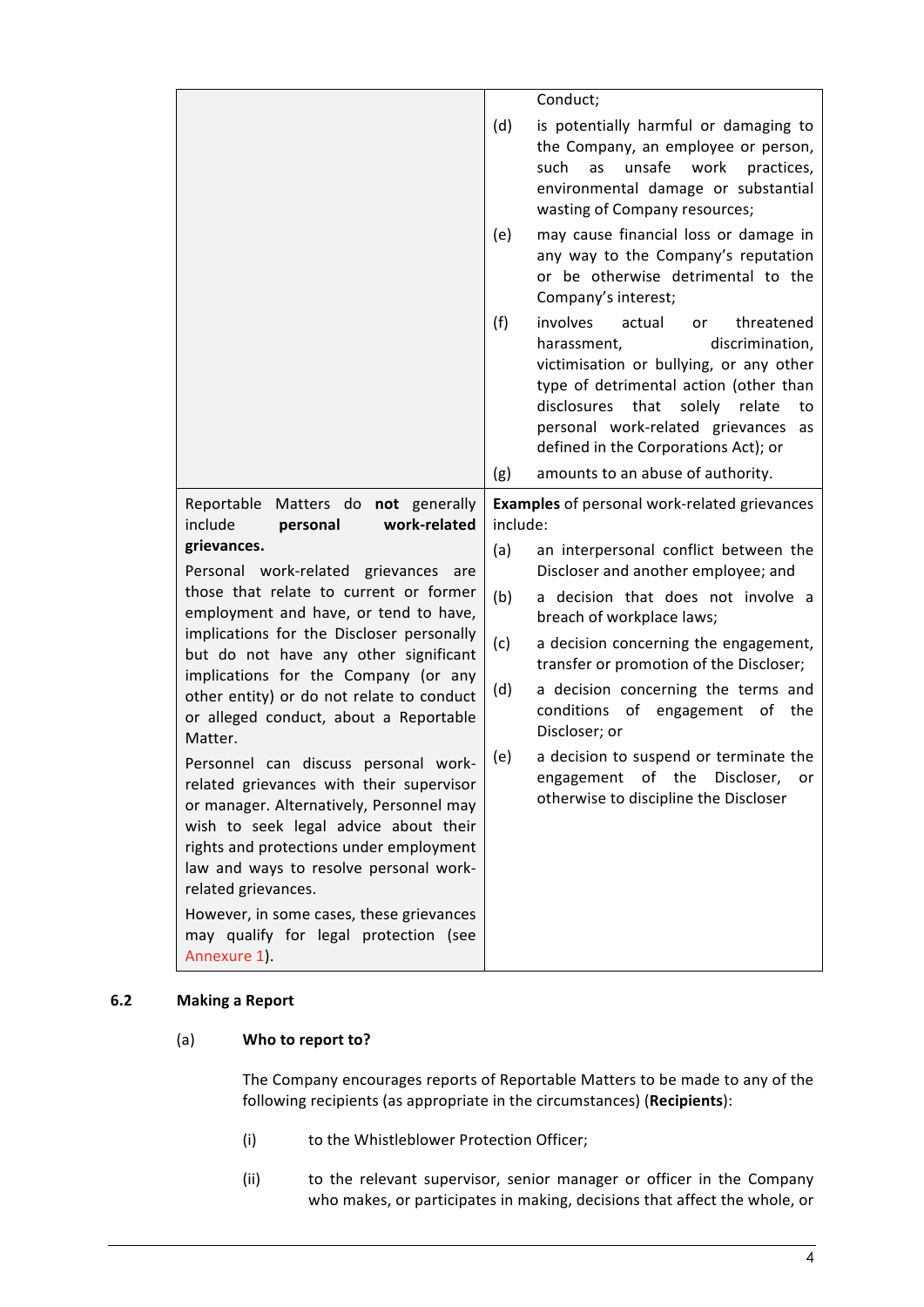| | |
|---|---|
| | Conduct;<br>(d) is potentially harmful or damaging to the Company, an employee or person, such as unsafe work practices, environmental damage or substantial wasting of Company resources;<br>(e) may cause financial loss or damage in any way to the Company's reputation or be otherwise detrimental to the Company's interest;<br>(f) involves actual or threatened harassment, discrimination, victimisation or bullying, or any other type of detrimental action (other than disclosures that solely relate to personal work-related grievances as defined in the Corporations Act); or<br>(g) amounts to an abuse of authority. |
| Reportable Matters do **not** generally include **personal work-related grievances.**<br>Personal work-related grievances are those that relate to current or former employment and have, or tend to have, implications for the Discloser personally but do not have any other significant implications for the Company (or any other entity) or do not relate to conduct or alleged conduct, about a Reportable Matter.<br>Personnel can discuss personal work-related grievances with their supervisor or manager. Alternatively, Personnel may wish to seek legal advice about their rights and protections under employment law and ways to resolve personal work-related grievances.<br>However, in some cases, these grievances may qualify for legal protection (see Annexure 1). | **Examples** of personal work-related grievances include:<br>(a) an interpersonal conflict between the Discloser and another employee; and<br>(b) a decision that does not involve a breach of workplace laws;<br>(c) a decision concerning the engagement, transfer or promotion of the Discloser;<br>(d) a decision concerning the terms and conditions of engagement of the Discloser; or<br>(e) a decision to suspend or terminate the engagement of the Discloser, or otherwise to discipline the Discloser |

## 6.2 Making a Report

(a) **Who to report to?**

The Company encourages reports of Reportable Matters to be made to any of the following recipients (as appropriate in the circumstances) (**Recipients**):

(i) to the Whistleblower Protection Officer;

(ii) to the relevant supervisor, senior manager or officer in the Company who makes, or participates in making, decisions that affect the whole, or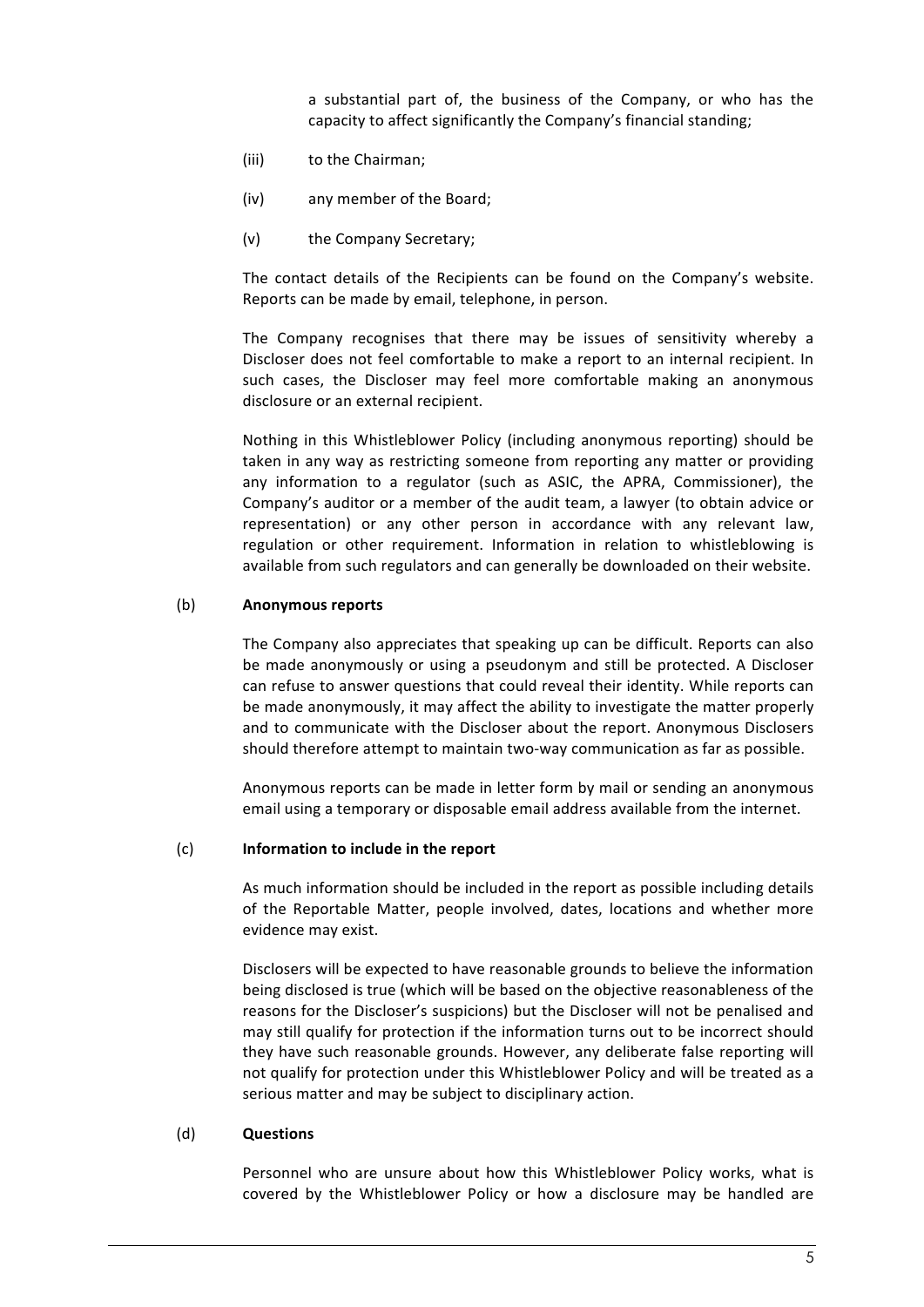a substantial part of, the business of the Company, or who has the capacity to affect significantly the Company's financial standing;

(iii) to the Chairman;

(iv) any member of the Board;

(v) the Company Secretary;

The contact details of the Recipients can be found on the Company's website. Reports can be made by email, telephone, in person.

The Company recognises that there may be issues of sensitivity whereby a Discloser does not feel comfortable to make a report to an internal recipient. In such cases, the Discloser may feel more comfortable making an anonymous disclosure or an external recipient.

Nothing in this Whistleblower Policy (including anonymous reporting) should be taken in any way as restricting someone from reporting any matter or providing any information to a regulator (such as ASIC, the APRA, Commissioner), the Company's auditor or a member of the audit team, a lawyer (to obtain advice or representation) or any other person in accordance with any relevant law, regulation or other requirement. Information in relation to whistleblowing is available from such regulators and can generally be downloaded on their website.

(b) **Anonymous reports**

The Company also appreciates that speaking up can be difficult. Reports can also be made anonymously or using a pseudonym and still be protected. A Discloser can refuse to answer questions that could reveal their identity. While reports can be made anonymously, it may affect the ability to investigate the matter properly and to communicate with the Discloser about the report. Anonymous Disclosers should therefore attempt to maintain two-way communication as far as possible.

Anonymous reports can be made in letter form by mail or sending an anonymous email using a temporary or disposable email address available from the internet.

(c) **Information to include in the report**

As much information should be included in the report as possible including details of the Reportable Matter, people involved, dates, locations and whether more evidence may exist.

Disclosers will be expected to have reasonable grounds to believe the information being disclosed is true (which will be based on the objective reasonableness of the reasons for the Discloser's suspicions) but the Discloser will not be penalised and may still qualify for protection if the information turns out to be incorrect should they have such reasonable grounds. However, any deliberate false reporting will not qualify for protection under this Whistleblower Policy and will be treated as a serious matter and may be subject to disciplinary action.

(d) **Questions**

Personnel who are unsure about how this Whistleblower Policy works, what is covered by the Whistleblower Policy or how a disclosure may be handled are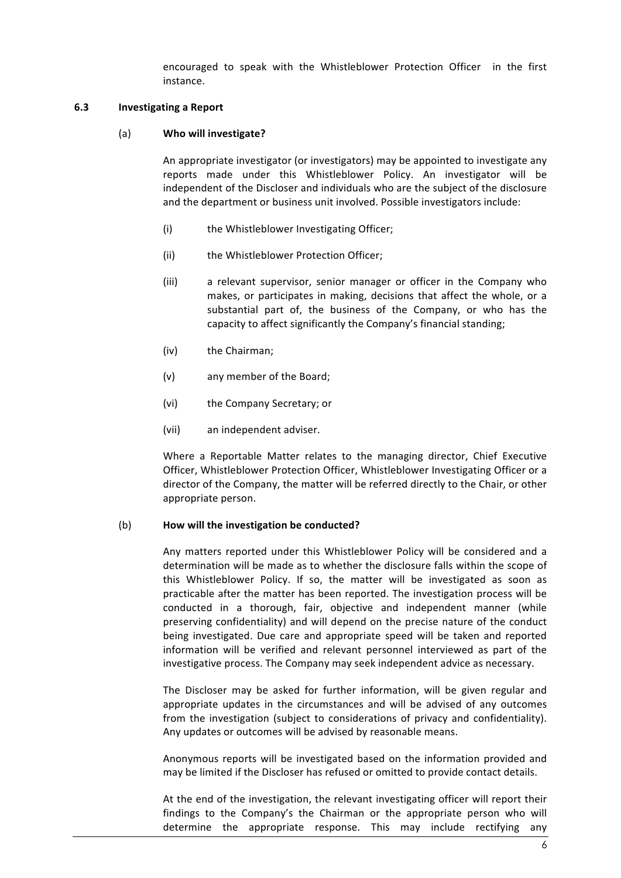encouraged to speak with the Whistleblower Protection Officer in the first instance.

### 6.3 Investigating a Report

#### (a) Who will investigate?

An appropriate investigator (or investigators) may be appointed to investigate any reports made under this Whistleblower Policy. An investigator will be independent of the Discloser and individuals who are the subject of the disclosure and the department or business unit involved. Possible investigators include:

(i) the Whistleblower Investigating Officer;

(ii) the Whistleblower Protection Officer;

(iii) a relevant supervisor, senior manager or officer in the Company who makes, or participates in making, decisions that affect the whole, or a substantial part of, the business of the Company, or who has the capacity to affect significantly the Company's financial standing;

(iv) the Chairman;

(v) any member of the Board;

(vi) the Company Secretary; or

(vii) an independent adviser.

Where a Reportable Matter relates to the managing director, Chief Executive Officer, Whistleblower Protection Officer, Whistleblower Investigating Officer or a director of the Company, the matter will be referred directly to the Chair, or other appropriate person.

#### (b) How will the investigation be conducted?

Any matters reported under this Whistleblower Policy will be considered and a determination will be made as to whether the disclosure falls within the scope of this Whistleblower Policy. If so, the matter will be investigated as soon as practicable after the matter has been reported. The investigation process will be conducted in a thorough, fair, objective and independent manner (while preserving confidentiality) and will depend on the precise nature of the conduct being investigated. Due care and appropriate speed will be taken and reported information will be verified and relevant personnel interviewed as part of the investigative process. The Company may seek independent advice as necessary.

The Discloser may be asked for further information, will be given regular and appropriate updates in the circumstances and will be advised of any outcomes from the investigation (subject to considerations of privacy and confidentiality). Any updates or outcomes will be advised by reasonable means.

Anonymous reports will be investigated based on the information provided and may be limited if the Discloser has refused or omitted to provide contact details.

At the end of the investigation, the relevant investigating officer will report their findings to the Company's the Chairman or the appropriate person who will determine the appropriate response. This may include rectifying any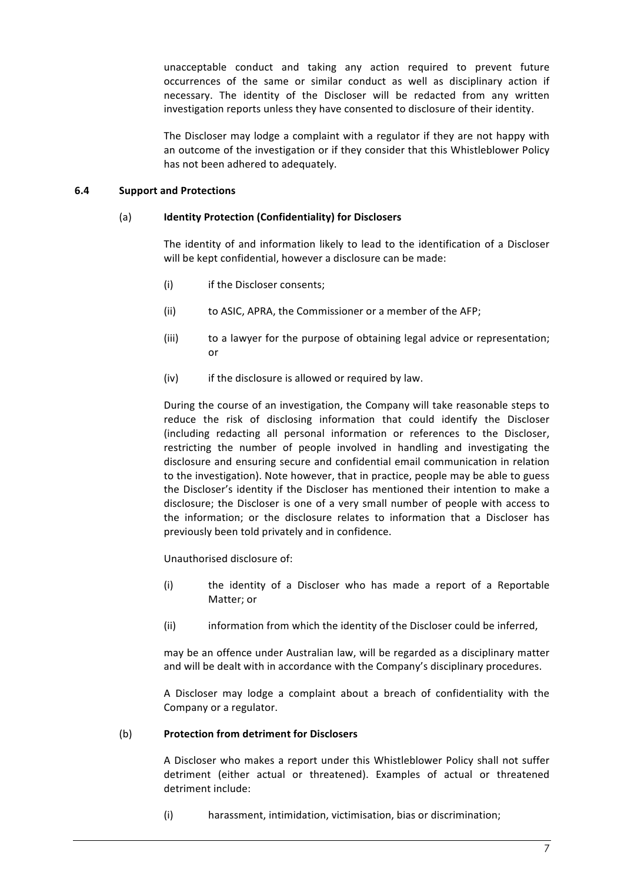unacceptable conduct and taking any action required to prevent future occurrences of the same or similar conduct as well as disciplinary action if necessary. The identity of the Discloser will be redacted from any written investigation reports unless they have consented to disclosure of their identity.

The Discloser may lodge a complaint with a regulator if they are not happy with an outcome of the investigation or if they consider that this Whistleblower Policy has not been adhered to adequately.

### 6.4 Support and Protections

#### (a) Identity Protection (Confidentiality) for Disclosers

The identity of and information likely to lead to the identification of a Discloser will be kept confidential, however a disclosure can be made:

(i) if the Discloser consents;

(ii) to ASIC, APRA, the Commissioner or a member of the AFP;

(iii) to a lawyer for the purpose of obtaining legal advice or representation; or

(iv) if the disclosure is allowed or required by law.

During the course of an investigation, the Company will take reasonable steps to reduce the risk of disclosing information that could identify the Discloser (including redacting all personal information or references to the Discloser, restricting the number of people involved in handling and investigating the disclosure and ensuring secure and confidential email communication in relation to the investigation). Note however, that in practice, people may be able to guess the Discloser's identity if the Discloser has mentioned their intention to make a disclosure; the Discloser is one of a very small number of people with access to the information; or the disclosure relates to information that a Discloser has previously been told privately and in confidence.

Unauthorised disclosure of:

(i) the identity of a Discloser who has made a report of a Reportable Matter; or

(ii) information from which the identity of the Discloser could be inferred,

may be an offence under Australian law, will be regarded as a disciplinary matter and will be dealt with in accordance with the Company's disciplinary procedures.

A Discloser may lodge a complaint about a breach of confidentiality with the Company or a regulator.

#### (b) Protection from detriment for Disclosers

A Discloser who makes a report under this Whistleblower Policy shall not suffer detriment (either actual or threatened). Examples of actual or threatened detriment include:

(i) harassment, intimidation, victimisation, bias or discrimination;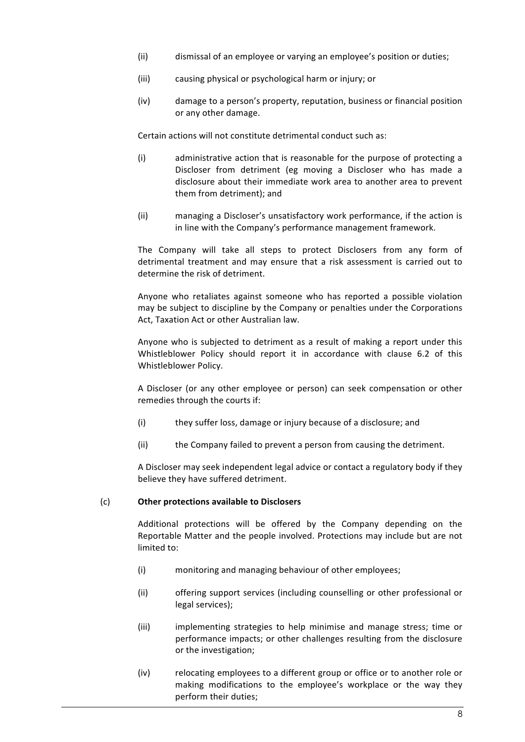(ii) dismissal of an employee or varying an employee's position or duties;

(iii) causing physical or psychological harm or injury; or

(iv) damage to a person's property, reputation, business or financial position or any other damage.

Certain actions will not constitute detrimental conduct such as:

(i) administrative action that is reasonable for the purpose of protecting a Discloser from detriment (eg moving a Discloser who has made a disclosure about their immediate work area to another area to prevent them from detriment); and

(ii) managing a Discloser's unsatisfactory work performance, if the action is in line with the Company's performance management framework.

The Company will take all steps to protect Disclosers from any form of detrimental treatment and may ensure that a risk assessment is carried out to determine the risk of detriment.

Anyone who retaliates against someone who has reported a possible violation may be subject to discipline by the Company or penalties under the Corporations Act, Taxation Act or other Australian law.

Anyone who is subjected to detriment as a result of making a report under this Whistleblower Policy should report it in accordance with clause 6.2 of this Whistleblower Policy.

A Discloser (or any other employee or person) can seek compensation or other remedies through the courts if:

(i) they suffer loss, damage or injury because of a disclosure; and

(ii) the Company failed to prevent a person from causing the detriment.

A Discloser may seek independent legal advice or contact a regulatory body if they believe they have suffered detriment.

(c) **Other protections available to Disclosers**

Additional protections will be offered by the Company depending on the Reportable Matter and the people involved. Protections may include but are not limited to:

(i) monitoring and managing behaviour of other employees;

(ii) offering support services (including counselling or other professional or legal services);

(iii) implementing strategies to help minimise and manage stress; time or performance impacts; or other challenges resulting from the disclosure or the investigation;

(iv) relocating employees to a different group or office or to another role or making modifications to the employee's workplace or the way they perform their duties;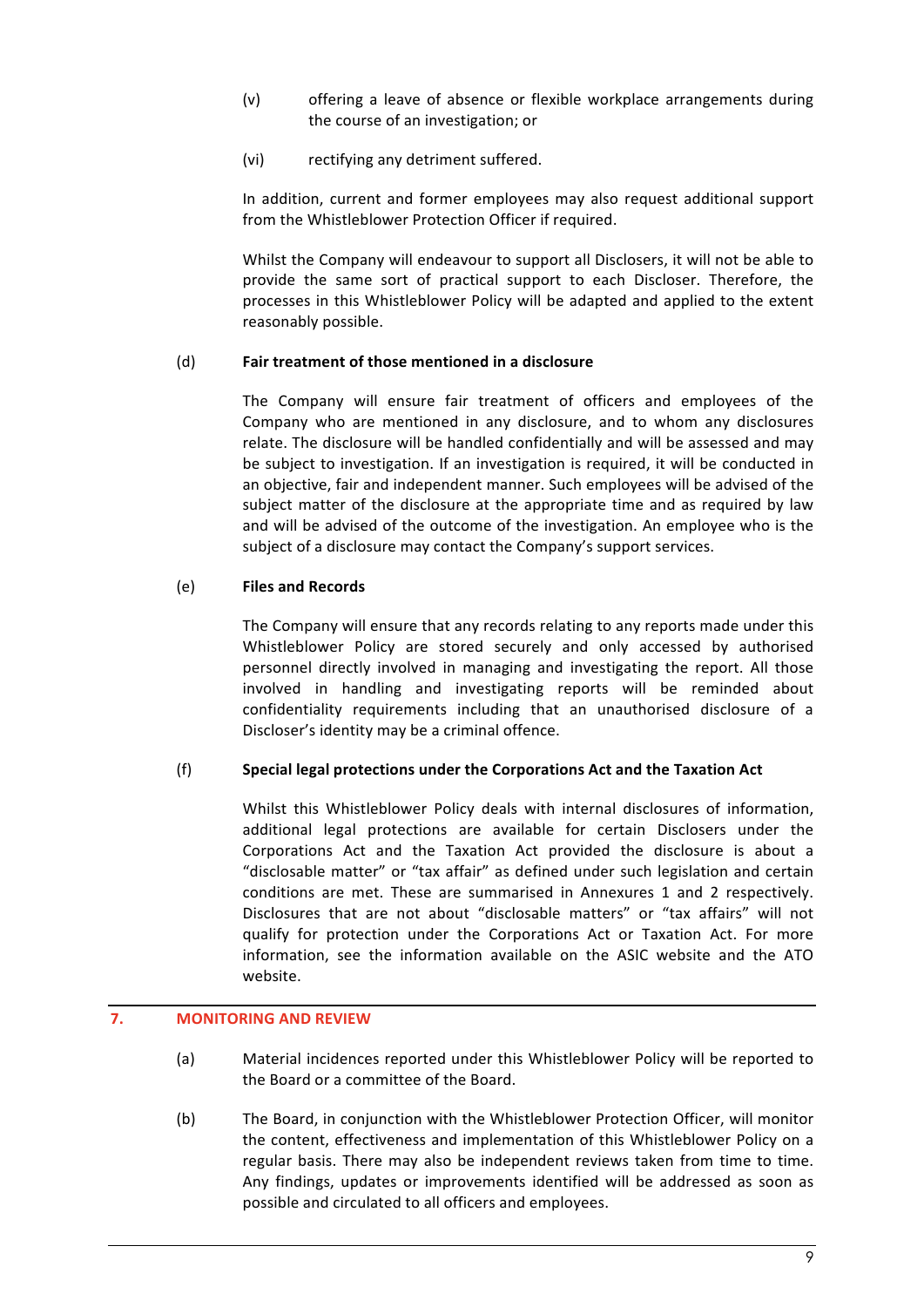(v) offering a leave of absence or flexible workplace arrangements during the course of an investigation; or

(vi) rectifying any detriment suffered.

In addition, current and former employees may also request additional support from the Whistleblower Protection Officer if required.

Whilst the Company will endeavour to support all Disclosers, it will not be able to provide the same sort of practical support to each Discloser. Therefore, the processes in this Whistleblower Policy will be adapted and applied to the extent reasonably possible.

(d) **Fair treatment of those mentioned in a disclosure**

The Company will ensure fair treatment of officers and employees of the Company who are mentioned in any disclosure, and to whom any disclosures relate. The disclosure will be handled confidentially and will be assessed and may be subject to investigation. If an investigation is required, it will be conducted in an objective, fair and independent manner. Such employees will be advised of the subject matter of the disclosure at the appropriate time and as required by law and will be advised of the outcome of the investigation. An employee who is the subject of a disclosure may contact the Company's support services.

(e) **Files and Records**

The Company will ensure that any records relating to any reports made under this Whistleblower Policy are stored securely and only accessed by authorised personnel directly involved in managing and investigating the report. All those involved in handling and investigating reports will be reminded about confidentiality requirements including that an unauthorised disclosure of a Discloser's identity may be a criminal offence.

(f) **Special legal protections under the Corporations Act and the Taxation Act**

Whilst this Whistleblower Policy deals with internal disclosures of information, additional legal protections are available for certain Disclosers under the Corporations Act and the Taxation Act provided the disclosure is about a "disclosable matter" or "tax affair" as defined under such legislation and certain conditions are met. These are summarised in Annexures 1 and 2 respectively. Disclosures that are not about "disclosable matters" or "tax affairs" will not qualify for protection under the Corporations Act or Taxation Act. For more information, see the information available on the ASIC website and the ATO website.

## 7. MONITORING AND REVIEW

(a) Material incidences reported under this Whistleblower Policy will be reported to the Board or a committee of the Board.

(b) The Board, in conjunction with the Whistleblower Protection Officer, will monitor the content, effectiveness and implementation of this Whistleblower Policy on a regular basis. There may also be independent reviews taken from time to time. Any findings, updates or improvements identified will be addressed as soon as possible and circulated to all officers and employees.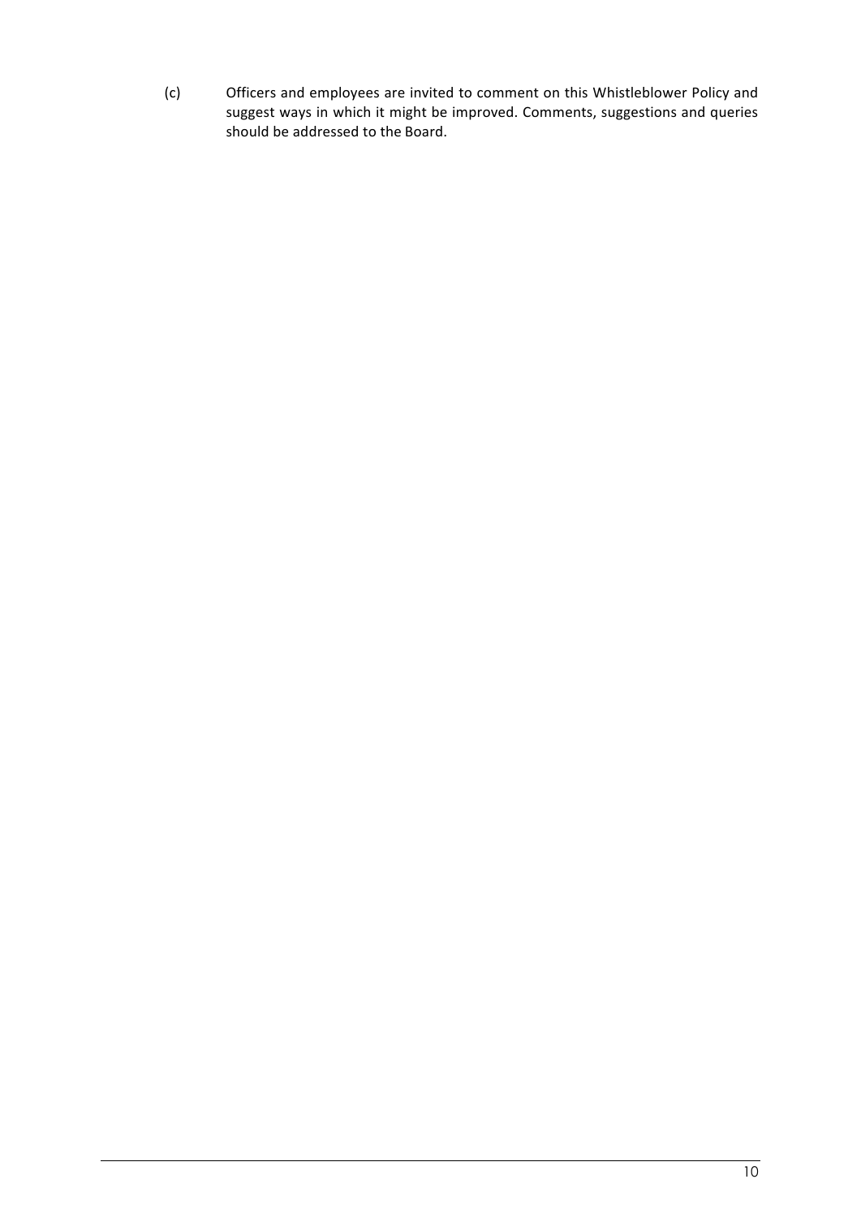(c) Officers and employees are invited to comment on this Whistleblower Policy and suggest ways in which it might be improved. Comments, suggestions and queries should be addressed to the Board.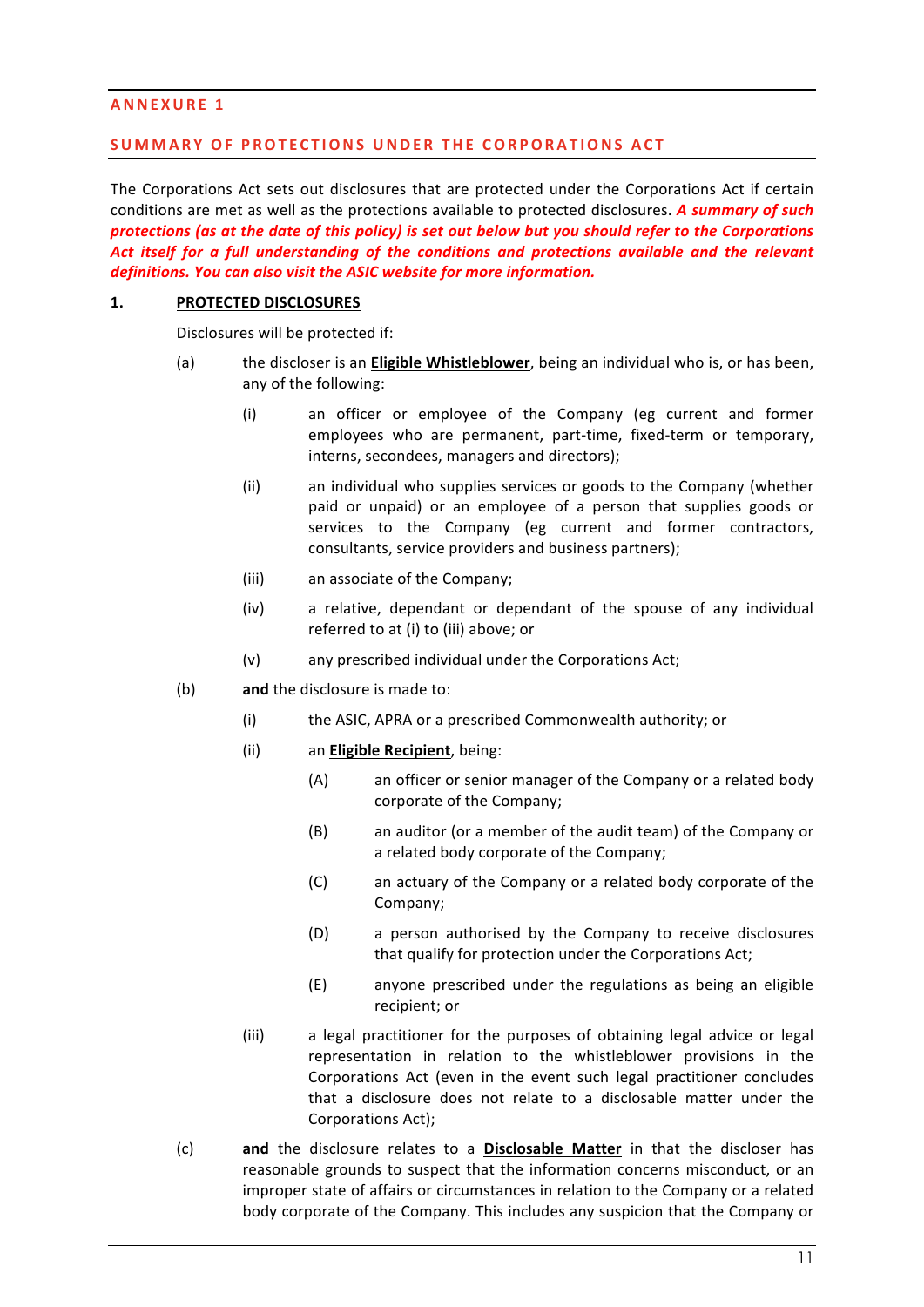## ANNEXURE 1

## SUMMARY OF PROTECTIONS UNDER THE CORPORATIONS ACT

The Corporations Act sets out disclosures that are protected under the Corporations Act if certain conditions are met as well as the protections available to protected disclosures. ***A summary of such protections (as at the date of this policy) is set out below but you should refer to the Corporations Act itself for a full understanding of the conditions and protections available and the relevant definitions. You can also visit the ASIC website for more information.***

**1. PROTECTED DISCLOSURES**

Disclosures will be protected if:

(a) the discloser is an **Eligible Whistleblower**, being an individual who is, or has been, any of the following:

  (i) an officer or employee of the Company (eg current and former employees who are permanent, part-time, fixed-term or temporary, interns, secondees, managers and directors);

  (ii) an individual who supplies services or goods to the Company (whether paid or unpaid) or an employee of a person that supplies goods or services to the Company (eg current and former contractors, consultants, service providers and business partners);

  (iii) an associate of the Company;

  (iv) a relative, dependant or dependant of the spouse of any individual referred to at (i) to (iii) above; or

  (v) any prescribed individual under the Corporations Act;

(b) **and** the disclosure is made to:

  (i) the ASIC, APRA or a prescribed Commonwealth authority; or

  (ii) an **Eligible Recipient**, being:

    (A) an officer or senior manager of the Company or a related body corporate of the Company;

    (B) an auditor (or a member of the audit team) of the Company or a related body corporate of the Company;

    (C) an actuary of the Company or a related body corporate of the Company;

    (D) a person authorised by the Company to receive disclosures that qualify for protection under the Corporations Act;

    (E) anyone prescribed under the regulations as being an eligible recipient; or

  (iii) a legal practitioner for the purposes of obtaining legal advice or legal representation in relation to the whistleblower provisions in the Corporations Act (even in the event such legal practitioner concludes that a disclosure does not relate to a disclosable matter under the Corporations Act);

(c) **and** the disclosure relates to a **Disclosable Matter** in that the discloser has reasonable grounds to suspect that the information concerns misconduct, or an improper state of affairs or circumstances in relation to the Company or a related body corporate of the Company. This includes any suspicion that the Company or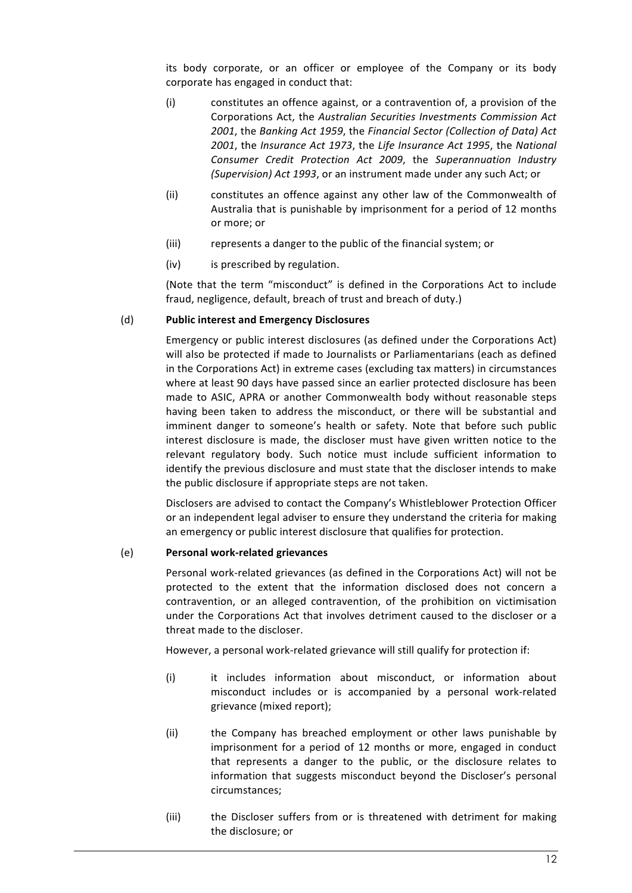its body corporate, or an officer or employee of the Company or its body corporate has engaged in conduct that:

(i) constitutes an offence against, or a contravention of, a provision of the Corporations Act, the *Australian Securities Investments Commission Act 2001*, the *Banking Act 1959*, the *Financial Sector (Collection of Data) Act 2001*, the *Insurance Act 1973*, the *Life Insurance Act 1995*, the *National Consumer Credit Protection Act 2009*, the *Superannuation Industry (Supervision) Act 1993*, or an instrument made under any such Act; or

(ii) constitutes an offence against any other law of the Commonwealth of Australia that is punishable by imprisonment for a period of 12 months or more; or

(iii) represents a danger to the public of the financial system; or

(iv) is prescribed by regulation.

(Note that the term "misconduct" is defined in the Corporations Act to include fraud, negligence, default, breach of trust and breach of duty.)

(d) **Public interest and Emergency Disclosures**

Emergency or public interest disclosures (as defined under the Corporations Act) will also be protected if made to Journalists or Parliamentarians (each as defined in the Corporations Act) in extreme cases (excluding tax matters) in circumstances where at least 90 days have passed since an earlier protected disclosure has been made to ASIC, APRA or another Commonwealth body without reasonable steps having been taken to address the misconduct, or there will be substantial and imminent danger to someone's health or safety. Note that before such public interest disclosure is made, the discloser must have given written notice to the relevant regulatory body. Such notice must include sufficient information to identify the previous disclosure and must state that the discloser intends to make the public disclosure if appropriate steps are not taken.

Disclosers are advised to contact the Company's Whistleblower Protection Officer or an independent legal adviser to ensure they understand the criteria for making an emergency or public interest disclosure that qualifies for protection.

(e) **Personal work-related grievances**

Personal work-related grievances (as defined in the Corporations Act) will not be protected to the extent that the information disclosed does not concern a contravention, or an alleged contravention, of the prohibition on victimisation under the Corporations Act that involves detriment caused to the discloser or a threat made to the discloser.

However, a personal work-related grievance will still qualify for protection if:

(i) it includes information about misconduct, or information about misconduct includes or is accompanied by a personal work-related grievance (mixed report);

(ii) the Company has breached employment or other laws punishable by imprisonment for a period of 12 months or more, engaged in conduct that represents a danger to the public, or the disclosure relates to information that suggests misconduct beyond the Discloser's personal circumstances;

(iii) the Discloser suffers from or is threatened with detriment for making the disclosure; or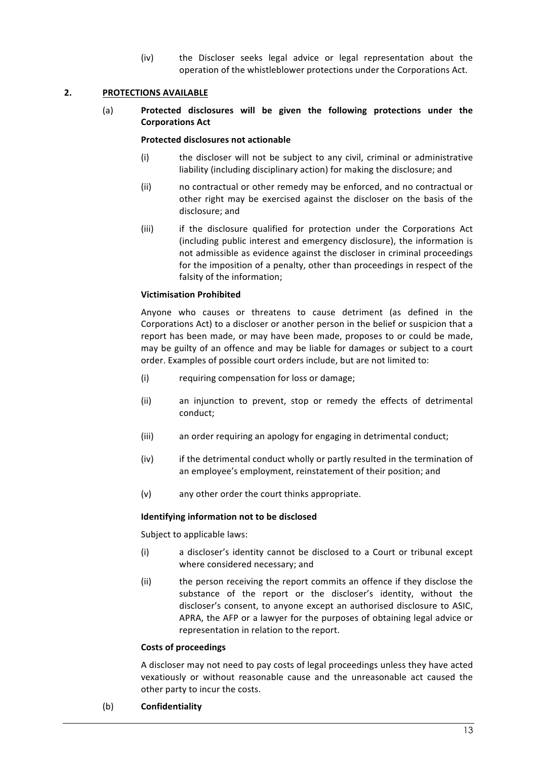(iv) the Discloser seeks legal advice or legal representation about the operation of the whistleblower protections under the Corporations Act.

## 2. PROTECTIONS AVAILABLE

### (a) Protected disclosures will be given the following protections under the Corporations Act

**Protected disclosures not actionable**

(i) the discloser will not be subject to any civil, criminal or administrative liability (including disciplinary action) for making the disclosure; and

(ii) no contractual or other remedy may be enforced, and no contractual or other right may be exercised against the discloser on the basis of the disclosure; and

(iii) if the disclosure qualified for protection under the Corporations Act (including public interest and emergency disclosure), the information is not admissible as evidence against the discloser in criminal proceedings for the imposition of a penalty, other than proceedings in respect of the falsity of the information;

**Victimisation Prohibited**

Anyone who causes or threatens to cause detriment (as defined in the Corporations Act) to a discloser or another person in the belief or suspicion that a report has been made, or may have been made, proposes to or could be made, may be guilty of an offence and may be liable for damages or subject to a court order. Examples of possible court orders include, but are not limited to:

(i) requiring compensation for loss or damage;

(ii) an injunction to prevent, stop or remedy the effects of detrimental conduct;

(iii) an order requiring an apology for engaging in detrimental conduct;

(iv) if the detrimental conduct wholly or partly resulted in the termination of an employee's employment, reinstatement of their position; and

(v) any other order the court thinks appropriate.

**Identifying information not to be disclosed**

Subject to applicable laws:

(i) a discloser's identity cannot be disclosed to a Court or tribunal except where considered necessary; and

(ii) the person receiving the report commits an offence if they disclose the substance of the report or the discloser's identity, without the discloser's consent, to anyone except an authorised disclosure to ASIC, APRA, the AFP or a lawyer for the purposes of obtaining legal advice or representation in relation to the report.

**Costs of proceedings**

A discloser may not need to pay costs of legal proceedings unless they have acted vexatiously or without reasonable cause and the unreasonable act caused the other party to incur the costs.

### (b) Confidentiality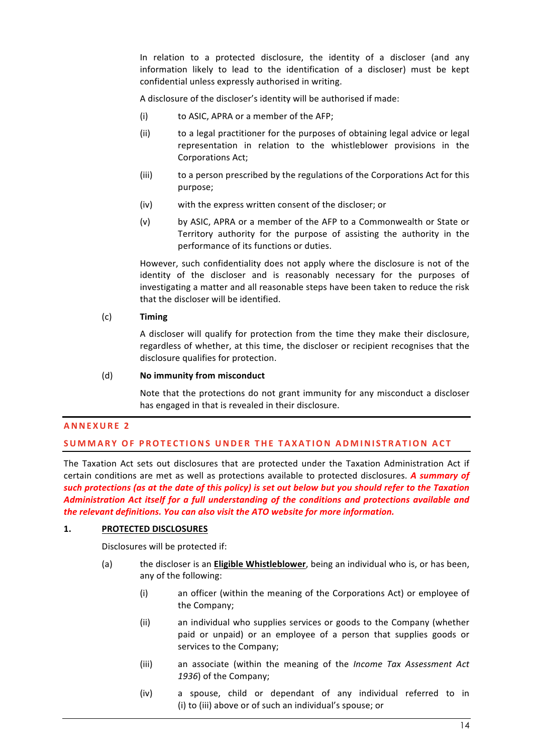In relation to a protected disclosure, the identity of a discloser (and any information likely to lead to the identification of a discloser) must be kept confidential unless expressly authorised in writing.

A disclosure of the discloser's identity will be authorised if made:

(i) to ASIC, APRA or a member of the AFP;

(ii) to a legal practitioner for the purposes of obtaining legal advice or legal representation in relation to the whistleblower provisions in the Corporations Act;

(iii) to a person prescribed by the regulations of the Corporations Act for this purpose;

(iv) with the express written consent of the discloser; or

(v) by ASIC, APRA or a member of the AFP to a Commonwealth or State or Territory authority for the purpose of assisting the authority in the performance of its functions or duties.

However, such confidentiality does not apply where the disclosure is not of the identity of the discloser and is reasonably necessary for the purposes of investigating a matter and all reasonable steps have been taken to reduce the risk that the discloser will be identified.

(c) **Timing**

A discloser will qualify for protection from the time they make their disclosure, regardless of whether, at this time, the discloser or recipient recognises that the disclosure qualifies for protection.

(d) **No immunity from misconduct**

Note that the protections do not grant immunity for any misconduct a discloser has engaged in that is revealed in their disclosure.

## ANNEXURE 2

## SUMMARY OF PROTECTIONS UNDER THE TAXATION ADMINISTRATION ACT

The Taxation Act sets out disclosures that are protected under the Taxation Administration Act if certain conditions are met as well as protections available to protected disclosures. ***A summary of such protections (as at the date of this policy) is set out below but you should refer to the Taxation Administration Act itself for a full understanding of the conditions and protections available and the relevant definitions. You can also visit the ATO website for more information.***

### 1. PROTECTED DISCLOSURES

Disclosures will be protected if:

(a) the discloser is an **Eligible Whistleblower**, being an individual who is, or has been, any of the following:

(i) an officer (within the meaning of the Corporations Act) or employee of the Company;

(ii) an individual who supplies services or goods to the Company (whether paid or unpaid) or an employee of a person that supplies goods or services to the Company;

(iii) an associate (within the meaning of the *Income Tax Assessment Act 1936*) of the Company;

(iv) a spouse, child or dependant of any individual referred to in (i) to (iii) above or of such an individual's spouse; or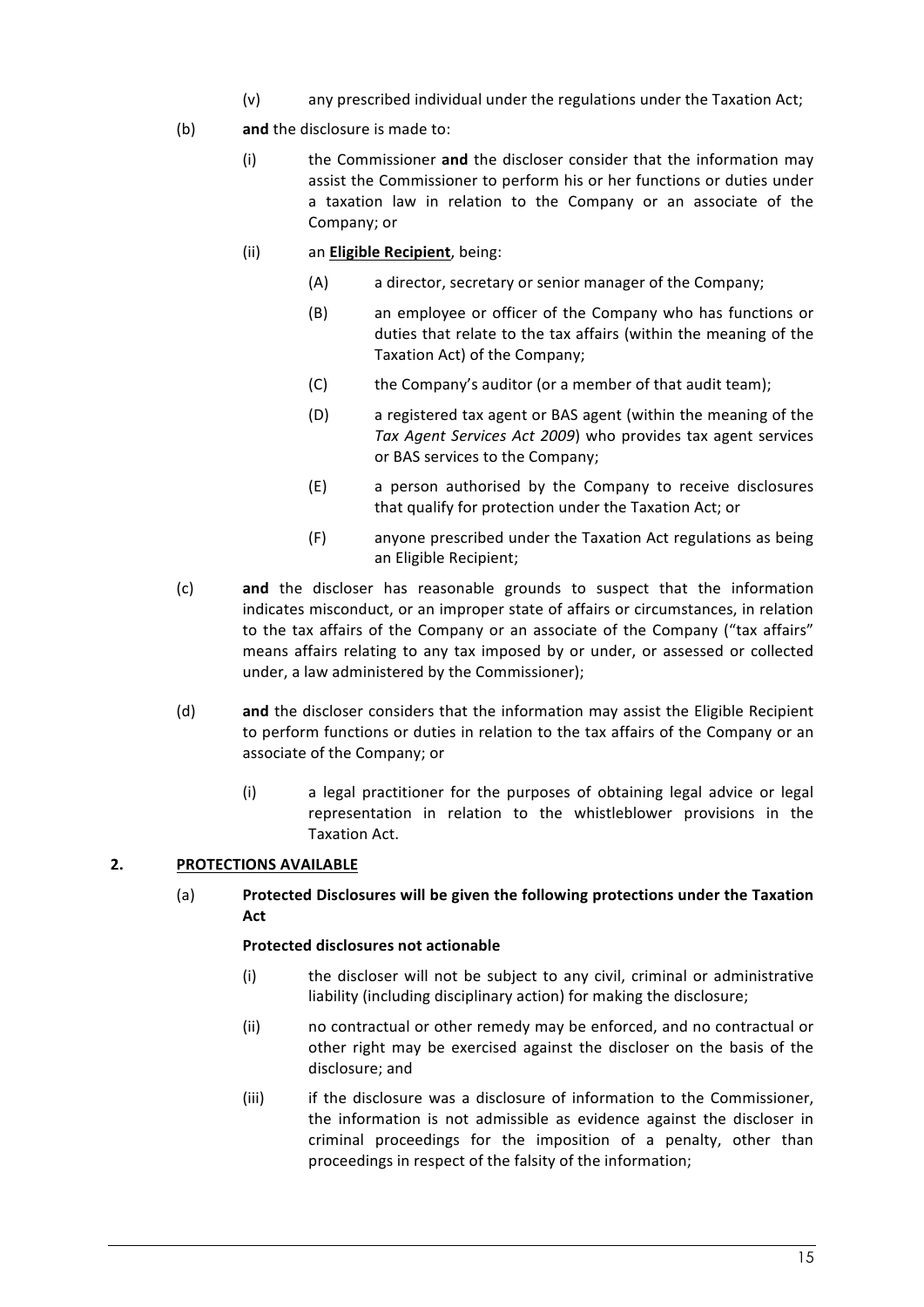(v) any prescribed individual under the regulations under the Taxation Act;

(b) **and** the disclosure is made to:

(i) the Commissioner **and** the discloser consider that the information may assist the Commissioner to perform his or her functions or duties under a taxation law in relation to the Company or an associate of the Company; or

(ii) an **<u>Eligible Recipient</u>**, being:

(A) a director, secretary or senior manager of the Company;

(B) an employee or officer of the Company who has functions or duties that relate to the tax affairs (within the meaning of the Taxation Act) of the Company;

(C) the Company's auditor (or a member of that audit team);

(D) a registered tax agent or BAS agent (within the meaning of the *Tax Agent Services Act 2009*) who provides tax agent services or BAS services to the Company;

(E) a person authorised by the Company to receive disclosures that qualify for protection under the Taxation Act; or

(F) anyone prescribed under the Taxation Act regulations as being an Eligible Recipient;

(c) **and** the discloser has reasonable grounds to suspect that the information indicates misconduct, or an improper state of affairs or circumstances, in relation to the tax affairs of the Company or an associate of the Company ("tax affairs" means affairs relating to any tax imposed by or under, or assessed or collected under, a law administered by the Commissioner);

(d) **and** the discloser considers that the information may assist the Eligible Recipient to perform functions or duties in relation to the tax affairs of the Company or an associate of the Company; or

(i) a legal practitioner for the purposes of obtaining legal advice or legal representation in relation to the whistleblower provisions in the Taxation Act.

## 2. PROTECTIONS AVAILABLE

(a) **Protected Disclosures will be given the following protections under the Taxation Act**

**Protected disclosures not actionable**

(i) the discloser will not be subject to any civil, criminal or administrative liability (including disciplinary action) for making the disclosure;

(ii) no contractual or other remedy may be enforced, and no contractual or other right may be exercised against the discloser on the basis of the disclosure; and

(iii) if the disclosure was a disclosure of information to the Commissioner, the information is not admissible as evidence against the discloser in criminal proceedings for the imposition of a penalty, other than proceedings in respect of the falsity of the information;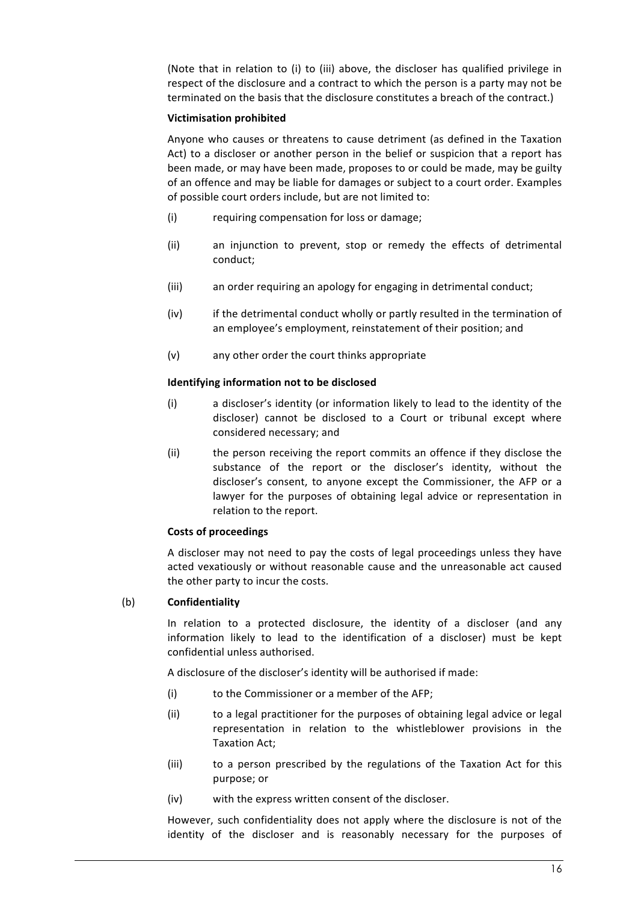(Note that in relation to (i) to (iii) above, the discloser has qualified privilege in respect of the disclosure and a contract to which the person is a party may not be terminated on the basis that the disclosure constitutes a breach of the contract.)

**Victimisation prohibited**

Anyone who causes or threatens to cause detriment (as defined in the Taxation Act) to a discloser or another person in the belief or suspicion that a report has been made, or may have been made, proposes to or could be made, may be guilty of an offence and may be liable for damages or subject to a court order. Examples of possible court orders include, but are not limited to:

(i) requiring compensation for loss or damage;

(ii) an injunction to prevent, stop or remedy the effects of detrimental conduct;

(iii) an order requiring an apology for engaging in detrimental conduct;

(iv) if the detrimental conduct wholly or partly resulted in the termination of an employee's employment, reinstatement of their position; and

(v) any other order the court thinks appropriate

**Identifying information not to be disclosed**

(i) a discloser's identity (or information likely to lead to the identity of the discloser) cannot be disclosed to a Court or tribunal except where considered necessary; and

(ii) the person receiving the report commits an offence if they disclose the substance of the report or the discloser's identity, without the discloser's consent, to anyone except the Commissioner, the AFP or a lawyer for the purposes of obtaining legal advice or representation in relation to the report.

**Costs of proceedings**

A discloser may not need to pay the costs of legal proceedings unless they have acted vexatiously or without reasonable cause and the unreasonable act caused the other party to incur the costs.

(b) **Confidentiality**

In relation to a protected disclosure, the identity of a discloser (and any information likely to lead to the identification of a discloser) must be kept confidential unless authorised.

A disclosure of the discloser's identity will be authorised if made:

(i) to the Commissioner or a member of the AFP;

(ii) to a legal practitioner for the purposes of obtaining legal advice or legal representation in relation to the whistleblower provisions in the Taxation Act;

(iii) to a person prescribed by the regulations of the Taxation Act for this purpose; or

(iv) with the express written consent of the discloser.

However, such confidentiality does not apply where the disclosure is not of the identity of the discloser and is reasonably necessary for the purposes of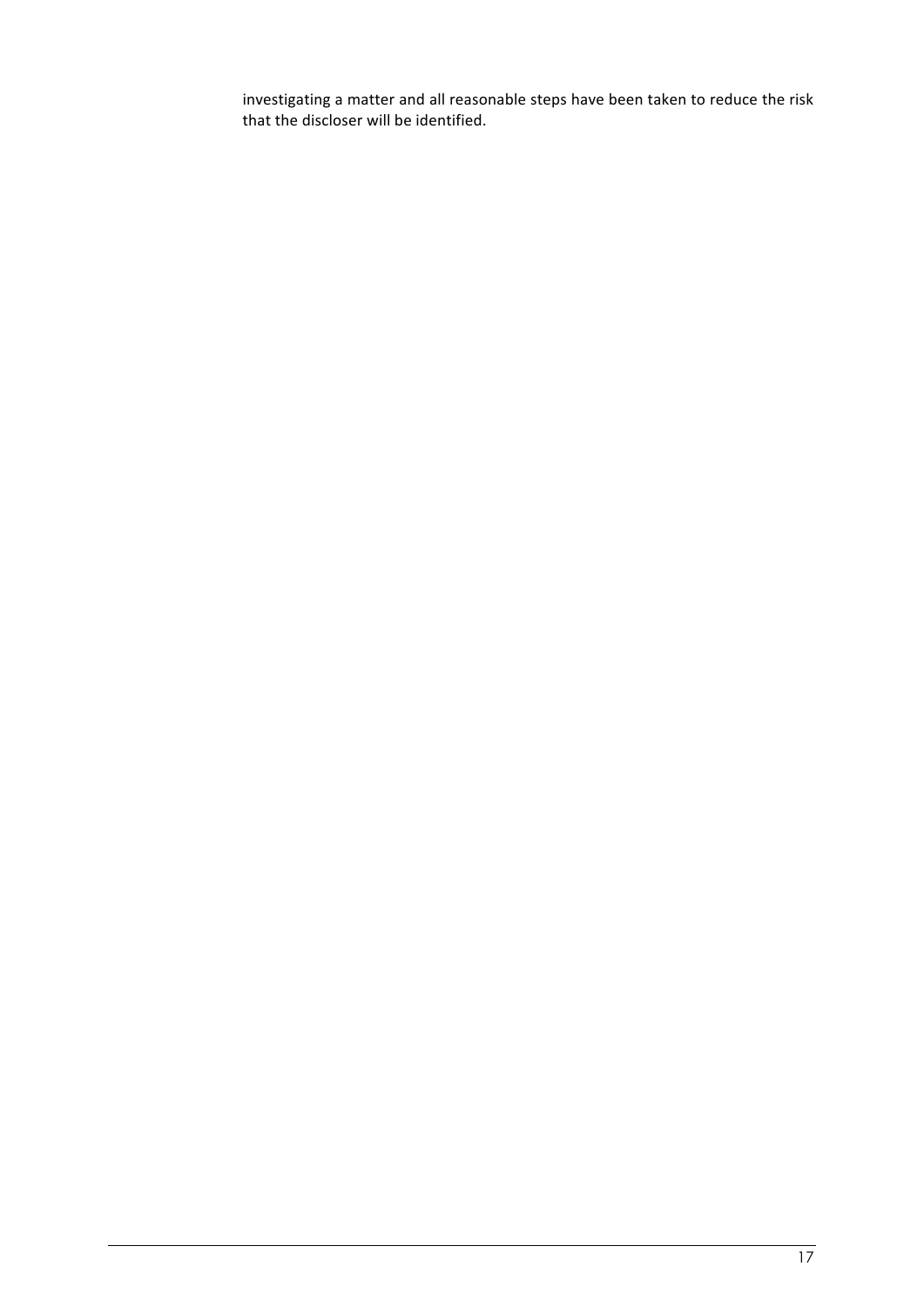investigating a matter and all reasonable steps have been taken to reduce the risk that the discloser will be identified.